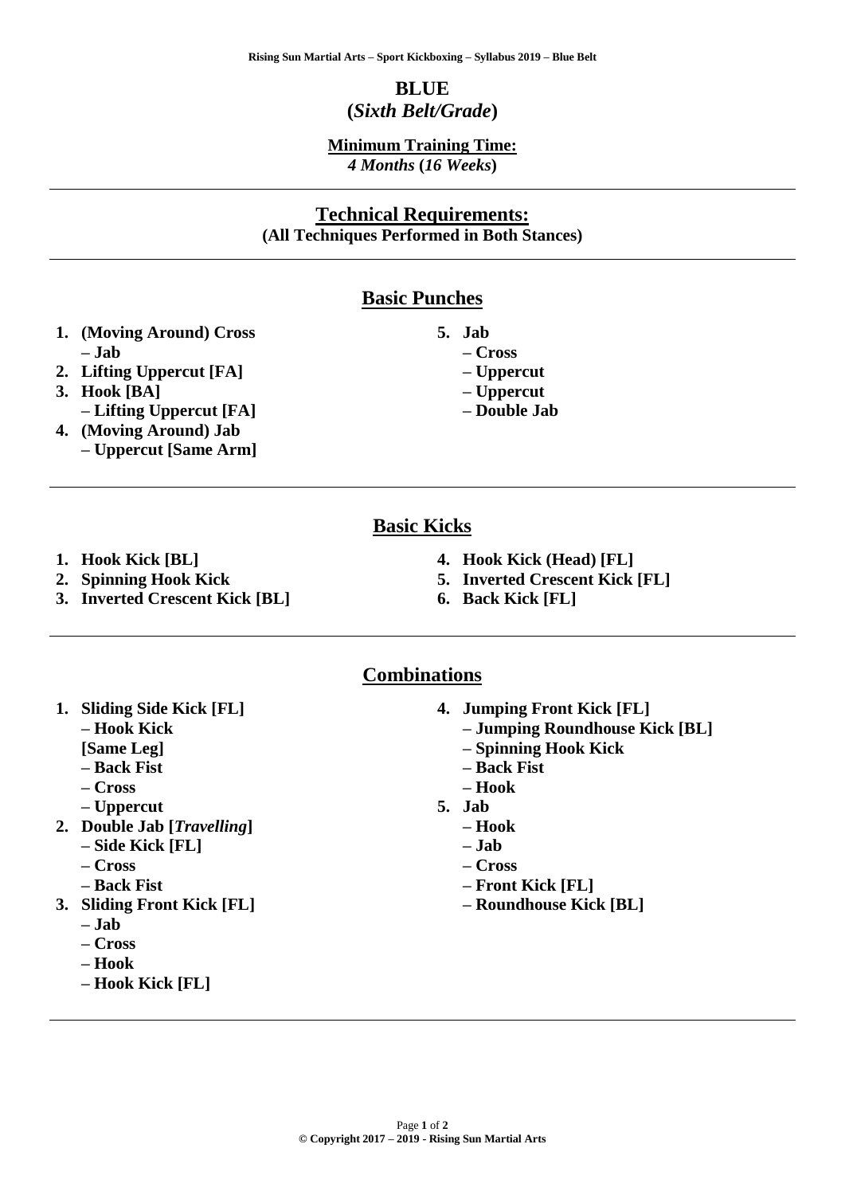# BLUE
**(*Sixth Belt/Grade*)**

**Minimum Training Time:**
*4 Months (16 Weeks)*

---

## Technical Requirements:
**(All Techniques Performed in Both Stances)**

---

## Basic Punches

1. **(Moving Around) Cross**
   **– Jab**
2. **Lifting Uppercut [FA]**
3. **Hook [BA]**
   **– Lifting Uppercut [FA]**
4. **(Moving Around) Jab**
   **– Uppercut [Same Arm]**
5. **Jab**
   **– Cross**
   **– Uppercut**
   **– Uppercut**
   **– Double Jab**

---

## Basic Kicks

1. **Hook Kick [BL]**
2. **Spinning Hook Kick**
3. **Inverted Crescent Kick [BL]**
4. **Hook Kick (Head) [FL]**
5. **Inverted Crescent Kick [FL]**
6. **Back Kick [FL]**

---

## Combinations

1. **Sliding Side Kick [FL]**
   **– Hook Kick**
   **[Same Leg]**
   **– Back Fist**
   **– Cross**
   **– Uppercut**
2. **Double Jab [*Travelling*]**
   **– Side Kick [FL]**
   **– Cross**
   **– Back Fist**
3. **Sliding Front Kick [FL]**
   **– Jab**
   **– Cross**
   **– Hook**
   **– Hook Kick [FL]**
4. **Jumping Front Kick [FL]**
   **– Jumping Roundhouse Kick [BL]**
   **– Spinning Hook Kick**
   **– Back Fist**
   **– Hook**
5. **Jab**
   **– Hook**
   **– Jab**
   **– Cross**
   **– Front Kick [FL]**
   **– Roundhouse Kick [BL]**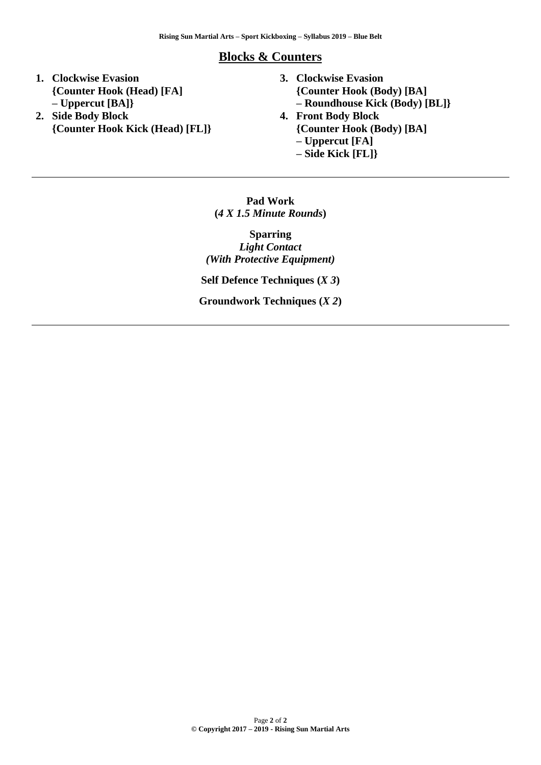## Blocks & Counters

1. **Clockwise Evasion**
   **{Counter Hook (Head) [FA]**
   **– Uppercut [BA]}**
2. **Side Body Block**
   **{Counter Hook Kick (Head) [FL]}**
3. **Clockwise Evasion**
   **{Counter Hook (Body) [BA]**
   **– Roundhouse Kick (Body) [BL]}**
4. **Front Body Block**
   **{Counter Hook (Body) [BA]**
   **– Uppercut [FA]**
   **– Side Kick [FL]}**

---

**Pad Work**
**(*4 X 1.5 Minute Rounds*)**

**Sparring**
***Light Contact***
***(With Protective Equipment)***

**Self Defence Techniques (*X 3*)**

**Groundwork Techniques (*X 2*)**

---